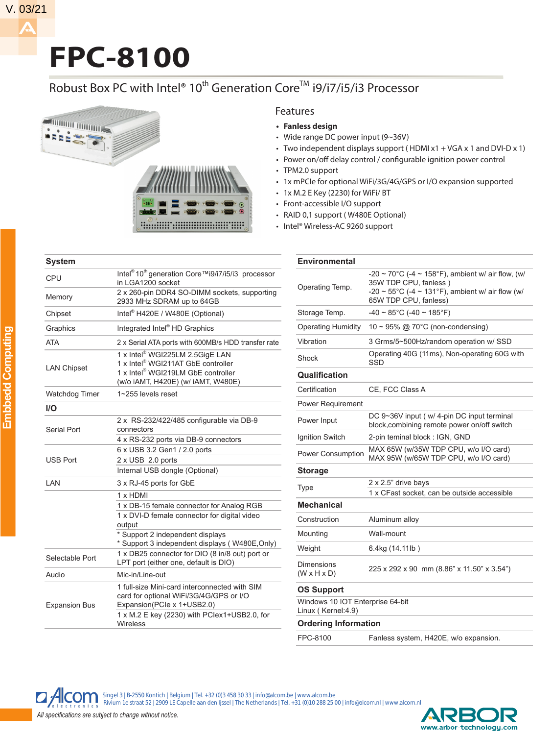V. 03/21

# FPC-8100

## Robust Box PC with Intel® 10th Generation Core™ i9/i7/i5/i3 Processor

### Features

- **Fanless design**
- Wide range DC power input (9~36V)
- Two independent displays support ( HDMI x1 + VGA x 1 and DVI-D x 1)
- Power on/off delay control / configurable ignition power control
- TPM2.0 support
- 1x mPCIe for optional WiFi/3G/4G/GPS or I/O expansion supported
- 1x M.2 E Key (2230) for WiFi/ BT
- Front-accessible I/O support
- RAID 0,1 support ( W480E Optional)
- Intel® Wireless-AC 9260 support

Embedd Computing

| **System** | |
|---|---|
| CPU | Intel® 10th generation Core™i9/i7/i5/i3 processor in LGA1200 socket |
| Memory | 2 x 260-pin DDR4 SO-DIMM sockets, supporting 2933 MHz SDRAM up to 64GB |
| Chipset | Intel® H420E / W480E (Optional) |
| Graphics | Integrated Intel® HD Graphics |
| ATA | 2 x Serial ATA ports with 600MB/s HDD transfer rate |
| LAN Chipset | 1 x Intel® WGI225LM 2.5GigE LAN<br>1 x Intel® WGI211AT GbE controller<br>1 x Intel® WGI219LM GbE controller<br>(w/o iAMT, H420E) (w/ iAMT, W480E) |
| Watchdog Timer | 1~255 levels reset |
| **I/O** | |
| Serial Port | 2 x RS-232/422/485 configurable via DB-9 connectors<br>4 x RS-232 ports via DB-9 connectors |
| USB Port | 6 x USB 3.2 Gen1 / 2.0 ports<br>2 x USB 2.0 ports<br>Internal USB dongle (Optional) |
| LAN | 3 x RJ-45 ports for GbE |
| | 1 x HDMI<br>1 x DB-15 female connector for Analog RGB<br>1 x DVI-D female connector for digital video output<br>* Support 2 independent displays<br>* Support 3 independent displays ( W480E,Only) |
| Selectable Port | 1 x DB25 connector for DIO (8 in/8 out) port or LPT port (either one, default is DIO) |
| Audio | Mic-in/Line-out |
| Expansion Bus | 1 full-size Mini-card interconnected with SIM card for optional WiFi/3G/4G/GPS or I/O Expansion(PCIe x 1+USB2.0)<br>1 x M.2 E key (2230) with PCIex1+USB2.0, for Wireless |

| **Environmental** | |
|---|---|
| Operating Temp. | -20 ~ 70°C (-4 ~ 158°F), ambient w/ air flow, (w/ 35W TDP CPU, fanless )<br>-20 ~ 55°C (-4 ~ 131°F), ambient w/ air flow (w/ 65W TDP CPU, fanless) |
| Storage Temp. | -40 ~ 85°C (-40 ~ 185°F) |
| Operating Humidity | 10 ~ 95% @ 70°C (non-condensing) |
| Vibration | 3 Grms/5~500Hz/random operation w/ SSD |
| Shock | Operating 40G (11ms), Non-operating 60G with SSD |
| **Qualification** | |
| Certification | CE, FCC Class A |
| Power Requirement | |
| Power Input | DC 9~36V input ( w/ 4-pin DC input terminal block,combining remote power on/off switch |
| Ignition Switch | 2-pin teminal block : IGN, GND |
| Power Consumption | MAX 65W (w/35W TDP CPU, w/o I/O card)<br>MAX 95W (w/65W TDP CPU, w/o I/O card) |
| **Storage** | |
| Type | 2 x 2.5" drive bays<br>1 x CFast socket, can be outside accessible |
| **Mechanical** | |
| Construction | Aluminum alloy |
| Mounting | Wall-mount |
| Weight | 6.4kg (14.11lb ) |
| Dimensions (W x H x D) | 225 x 292 x 90 mm (8.86" x 11.50" x 3.54") |
| **OS Support** | |
| Windows 10 IOT Enterprise 64-bit<br>Linux ( Kernel:4.9) | |
| **Ordering Information** | |
| FPC-8100 | Fanless system, H420E, w/o expansion. |

Alcom electronics
Singel 3 | B-2550 Kontich | Belgium | Tel. +32 (0)3 458 30 33 | info@alcom.be | www.alcom.be
Rivium 1e straat 52 | 2909 LE Capelle aan den Ijssel | The Netherlands | Tel. +31 (0)10 288 25 00 | info@alcom.nl | www.alcom.nl

*All specifications are subject to change without notice.*

ARBOR www.arbor-technology.com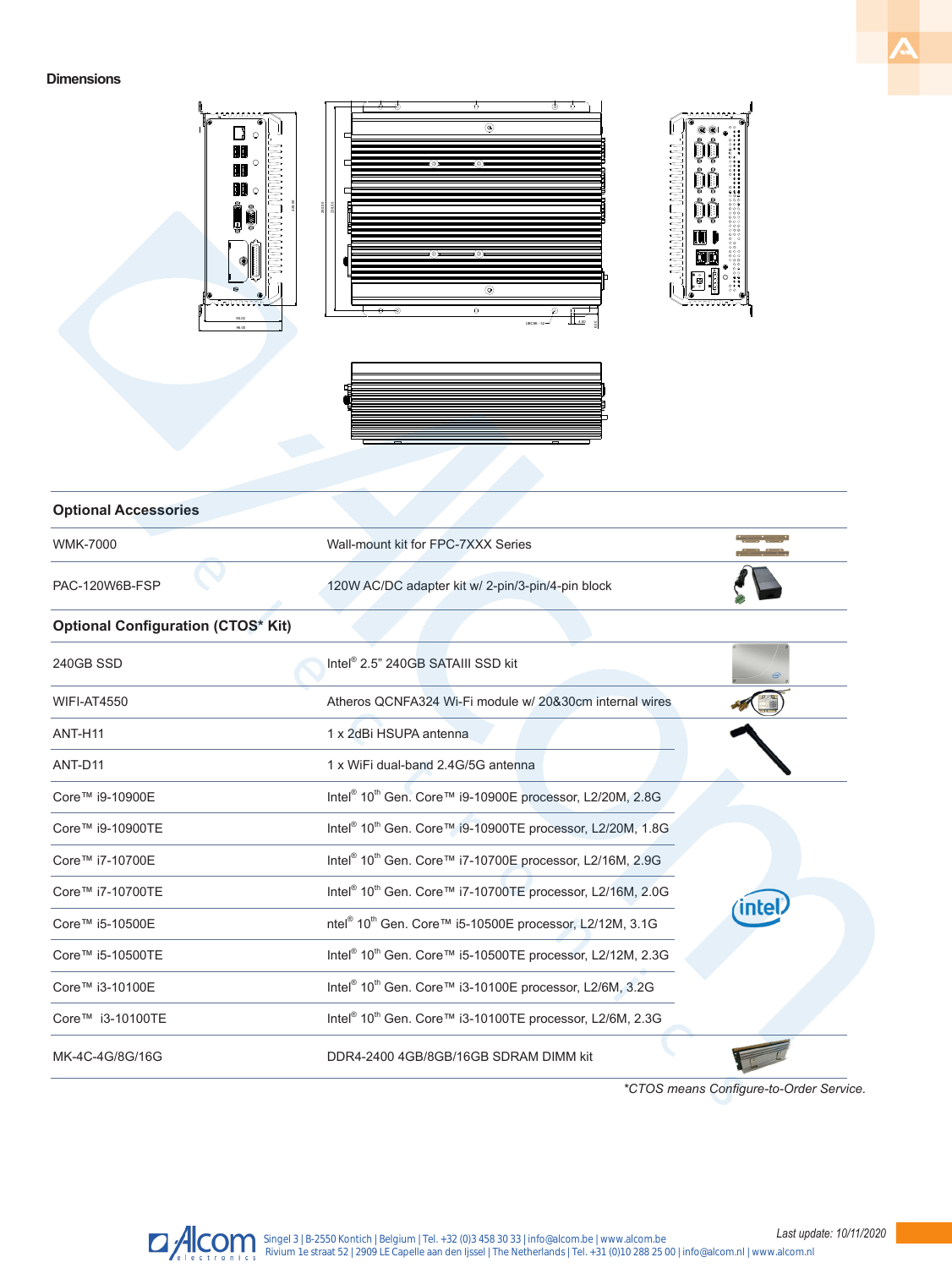## Dimensions

## Optional Accessories

| | |
|---|---|
| WMK-7000 | Wall-mount kit for FPC-7XXX Series |
| PAC-120W6B-FSP | 120W AC/DC adapter kit w/ 2-pin/3-pin/4-pin block |

## Optional Configuration (CTOS* Kit)

| | |
|---|---|
| 240GB SSD | Intel® 2.5" 240GB SATAIII SSD kit |
| WIFI-AT4550 | Atheros QCNFA324 Wi-Fi module w/ 20&30cm internal wires |
| ANT-H11 | 1 x 2dBi HSUPA antenna |
| ANT-D11 | 1 x WiFi dual-band 2.4G/5G antenna |
| Core™ i9-10900E | Intel® 10th Gen. Core™ i9-10900E processor, L2/20M, 2.8G |
| Core™ i9-10900TE | Intel® 10th Gen. Core™ i9-10900TE processor, L2/20M, 1.8G |
| Core™ i7-10700E | Intel® 10th Gen. Core™ i7-10700E processor, L2/16M, 2.9G |
| Core™ i7-10700TE | Intel® 10th Gen. Core™ i7-10700TE processor, L2/16M, 2.0G |
| Core™ i5-10500E | ntel® 10th Gen. Core™ i5-10500E processor, L2/12M, 3.1G |
| Core™ i5-10500TE | Intel® 10th Gen. Core™ i5-10500TE processor, L2/12M, 2.3G |
| Core™ i3-10100E | Intel® 10th Gen. Core™ i3-10100E processor, L2/6M, 3.2G |
| Core™ i3-10100TE | Intel® 10th Gen. Core™ i3-10100TE processor, L2/6M, 2.3G |
| MK-4C-4G/8G/16G | DDR4-2400 4GB/8GB/16GB SDRAM DIMM kit |

*\*CTOS means Configure-to-Order Service.*

Singel 3 | B-2550 Kontich | Belgium | Tel. +32 (0)3 458 30 33 | info@alcom.be | www.alcom.be
Rivium 1e straat 52 | 2909 LE Capelle aan den Ijssel | The Netherlands | Tel. +31 (0)10 288 25 00 | info@alcom.nl | www.alcom.nl

*Last update: 10/11/2020*